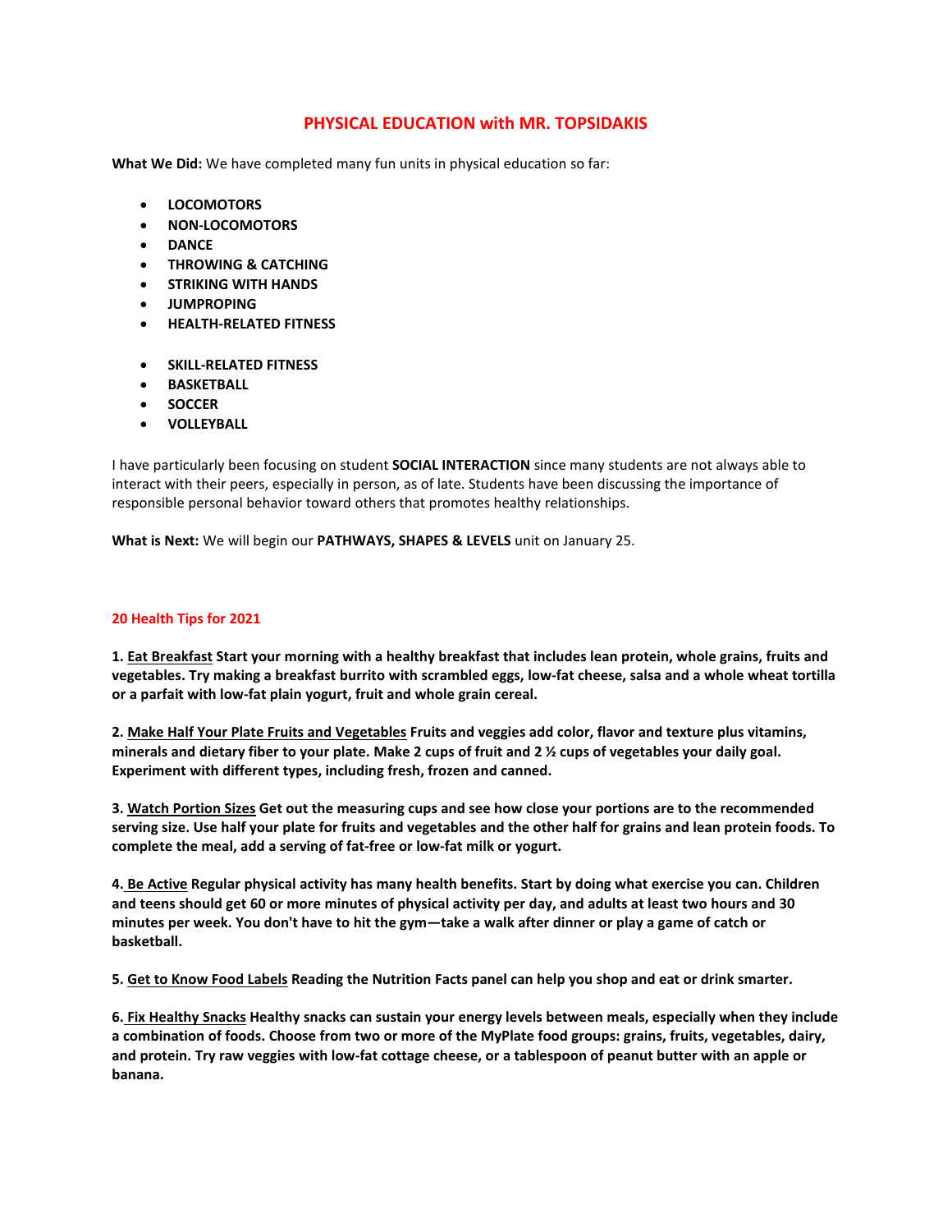# PHYSICAL EDUCATION with MR. TOPSIDAKIS

**What We Did:** We have completed many fun units in physical education so far:

- **LOCOMOTORS**
- **NON-LOCOMOTORS**
- **DANCE**
- **THROWING & CATCHING**
- **STRIKING WITH HANDS**
- **JUMPROPING**
- **HEALTH-RELATED FITNESS**
- **SKILL-RELATED FITNESS**
- **BASKETBALL**
- **SOCCER**
- **VOLLEYBALL**

I have particularly been focusing on student **SOCIAL INTERACTION** since many students are not always able to interact with their peers, especially in person, as of late. Students have been discussing the importance of responsible personal behavior toward others that promotes healthy relationships.

**What is Next:** We will begin our **PATHWAYS, SHAPES & LEVELS** unit on January 25.

## 20 Health Tips for 2021

**1. Eat Breakfast Start your morning with a healthy breakfast that includes lean protein, whole grains, fruits and vegetables. Try making a breakfast burrito with scrambled eggs, low-fat cheese, salsa and a whole wheat tortilla or a parfait with low-fat plain yogurt, fruit and whole grain cereal.**

**2. Make Half Your Plate Fruits and Vegetables Fruits and veggies add color, flavor and texture plus vitamins, minerals and dietary fiber to your plate. Make 2 cups of fruit and 2 ½ cups of vegetables your daily goal. Experiment with different types, including fresh, frozen and canned.**

**3. Watch Portion Sizes Get out the measuring cups and see how close your portions are to the recommended serving size. Use half your plate for fruits and vegetables and the other half for grains and lean protein foods. To complete the meal, add a serving of fat-free or low-fat milk or yogurt.**

**4. Be Active Regular physical activity has many health benefits. Start by doing what exercise you can. Children and teens should get 60 or more minutes of physical activity per day, and adults at least two hours and 30 minutes per week. You don't have to hit the gym—take a walk after dinner or play a game of catch or basketball.**

**5. Get to Know Food Labels Reading the Nutrition Facts panel can help you shop and eat or drink smarter.**

**6. Fix Healthy Snacks Healthy snacks can sustain your energy levels between meals, especially when they include a combination of foods. Choose from two or more of the MyPlate food groups: grains, fruits, vegetables, dairy, and protein. Try raw veggies with low-fat cottage cheese, or a tablespoon of peanut butter with an apple or banana.**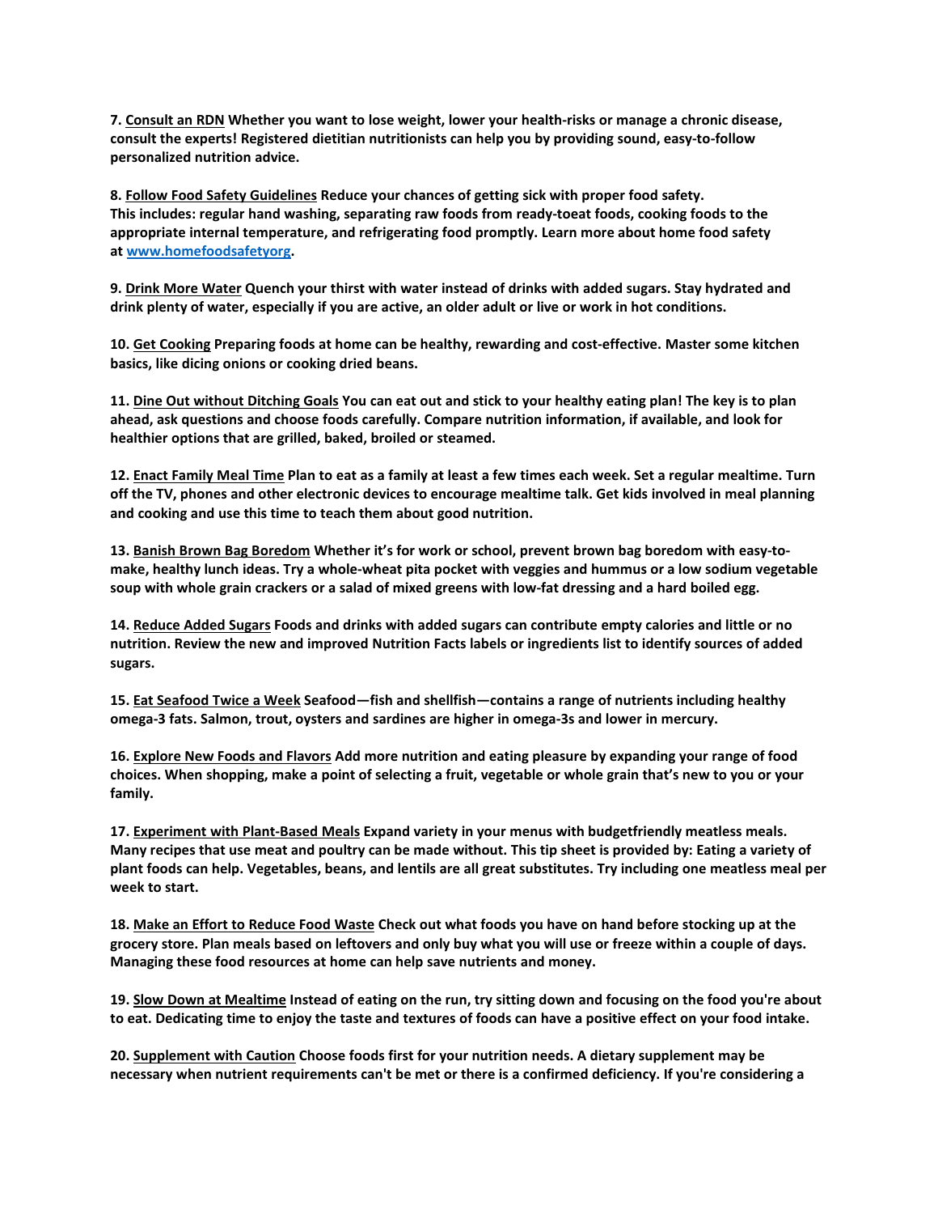**7. Consult an RDN Whether you want to lose weight, lower your health-risks or manage a chronic disease, consult the experts! Registered dietitian nutritionists can help you by providing sound, easy-to-follow personalized nutrition advice.**

**8. Follow Food Safety Guidelines Reduce your chances of getting sick with proper food safety. This includes: regular hand washing, separating raw foods from ready-toeat foods, cooking foods to the appropriate internal temperature, and refrigerating food promptly. Learn more about home food safety at [www.homefoodsafetyorg](www.homefoodsafetyorg).**

**9. Drink More Water Quench your thirst with water instead of drinks with added sugars. Stay hydrated and drink plenty of water, especially if you are active, an older adult or live or work in hot conditions.**

**10. Get Cooking Preparing foods at home can be healthy, rewarding and cost-effective. Master some kitchen basics, like dicing onions or cooking dried beans.**

**11. Dine Out without Ditching Goals You can eat out and stick to your healthy eating plan! The key is to plan ahead, ask questions and choose foods carefully. Compare nutrition information, if available, and look for healthier options that are grilled, baked, broiled or steamed.**

**12. Enact Family Meal Time Plan to eat as a family at least a few times each week. Set a regular mealtime. Turn off the TV, phones and other electronic devices to encourage mealtime talk. Get kids involved in meal planning and cooking and use this time to teach them about good nutrition.**

**13. Banish Brown Bag Boredom Whether it's for work or school, prevent brown bag boredom with easy-to-make, healthy lunch ideas. Try a whole-wheat pita pocket with veggies and hummus or a low sodium vegetable soup with whole grain crackers or a salad of mixed greens with low-fat dressing and a hard boiled egg.**

**14. Reduce Added Sugars Foods and drinks with added sugars can contribute empty calories and little or no nutrition. Review the new and improved Nutrition Facts labels or ingredients list to identify sources of added sugars.**

**15. Eat Seafood Twice a Week Seafood—fish and shellfish—contains a range of nutrients including healthy omega-3 fats. Salmon, trout, oysters and sardines are higher in omega-3s and lower in mercury.**

**16. Explore New Foods and Flavors Add more nutrition and eating pleasure by expanding your range of food choices. When shopping, make a point of selecting a fruit, vegetable or whole grain that's new to you or your family.**

**17. Experiment with Plant-Based Meals Expand variety in your menus with budgetfriendly meatless meals. Many recipes that use meat and poultry can be made without. This tip sheet is provided by: Eating a variety of plant foods can help. Vegetables, beans, and lentils are all great substitutes. Try including one meatless meal per week to start.**

**18. Make an Effort to Reduce Food Waste Check out what foods you have on hand before stocking up at the grocery store. Plan meals based on leftovers and only buy what you will use or freeze within a couple of days. Managing these food resources at home can help save nutrients and money.**

**19. Slow Down at Mealtime Instead of eating on the run, try sitting down and focusing on the food you're about to eat. Dedicating time to enjoy the taste and textures of foods can have a positive effect on your food intake.**

**20. Supplement with Caution Choose foods first for your nutrition needs. A dietary supplement may be necessary when nutrient requirements can't be met or there is a confirmed deficiency. If you're considering a**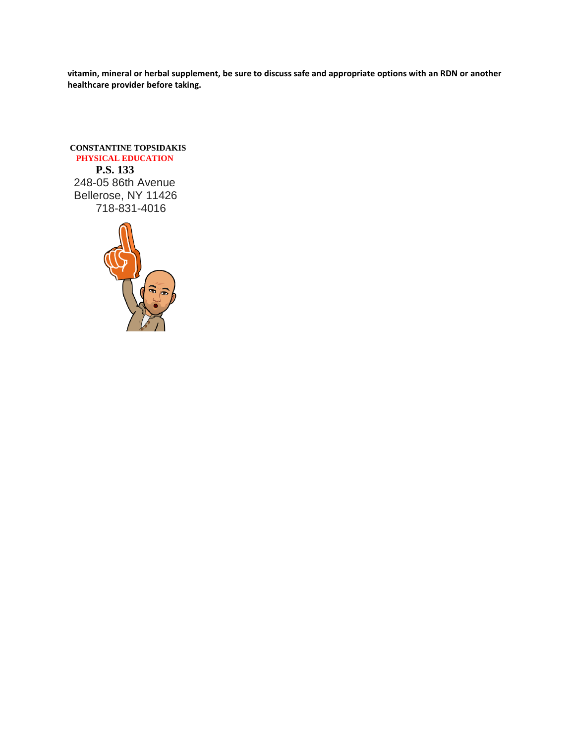**vitamin, mineral or herbal supplement, be sure to discuss safe and appropriate options with an RDN or another healthcare provider before taking.**

**CONSTANTINE TOPSIDAKIS**
**PHYSICAL EDUCATION**
**P.S. 133**
248-05 86th Avenue
Bellerose, NY 11426
718-831-4016